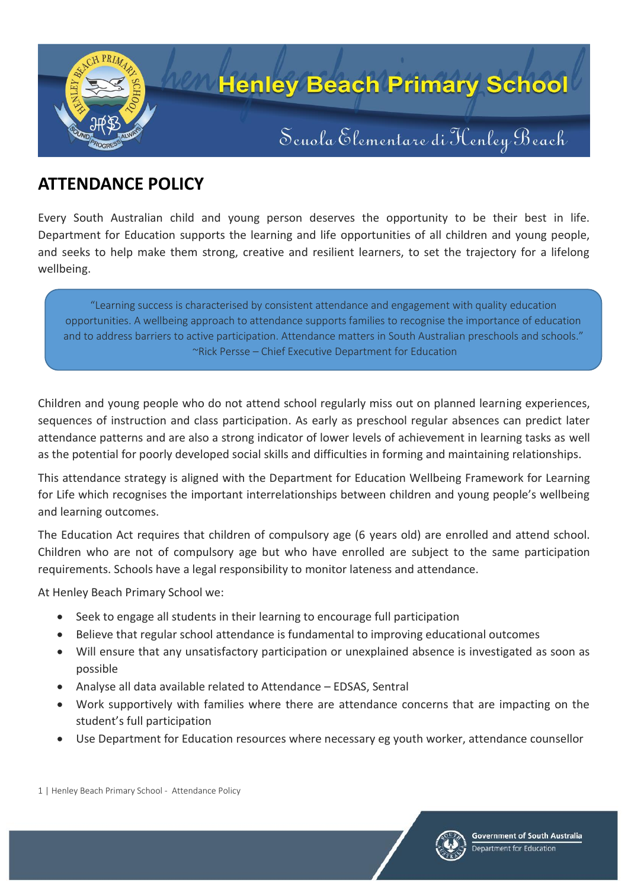# Henley Beach Primary School

Scuola Elementare di Henley Beach

## ATTENDANCE POLICY

Every South Australian child and young person deserves the opportunity to be their best in life. Department for Education supports the learning and life opportunities of all children and young people, and seeks to help make them strong, creative and resilient learners, to set the trajectory for a lifelong wellbeing.

> "Learning success is characterised by consistent attendance and engagement with quality education opportunities. A wellbeing approach to attendance supports families to recognise the importance of education and to address barriers to active participation. Attendance matters in South Australian preschools and schools."
> ~Rick Persse – Chief Executive Department for Education

Children and young people who do not attend school regularly miss out on planned learning experiences, sequences of instruction and class participation. As early as preschool regular absences can predict later attendance patterns and are also a strong indicator of lower levels of achievement in learning tasks as well as the potential for poorly developed social skills and difficulties in forming and maintaining relationships.

This attendance strategy is aligned with the Department for Education Wellbeing Framework for Learning for Life which recognises the important interrelationships between children and young people's wellbeing and learning outcomes.

The Education Act requires that children of compulsory age (6 years old) are enrolled and attend school. Children who are not of compulsory age but who have enrolled are subject to the same participation requirements. Schools have a legal responsibility to monitor lateness and attendance.

At Henley Beach Primary School we:

- Seek to engage all students in their learning to encourage full participation
- Believe that regular school attendance is fundamental to improving educational outcomes
- Will ensure that any unsatisfactory participation or unexplained absence is investigated as soon as possible
- Analyse all data available related to Attendance – EDSAS, Sentral
- Work supportively with families where there are attendance concerns that are impacting on the student's full participation
- Use Department for Education resources where necessary eg youth worker, attendance counsellor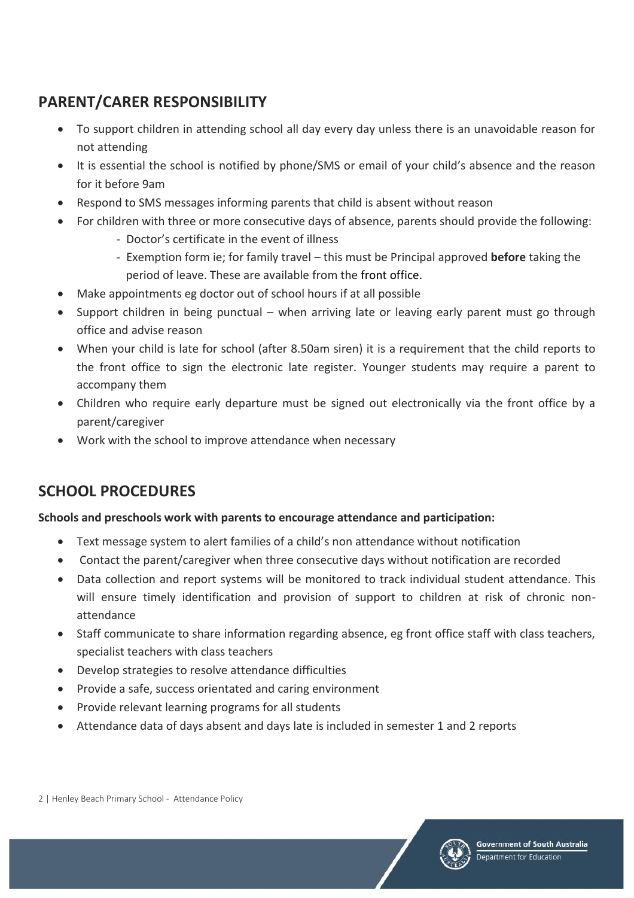## PARENT/CARER RESPONSIBILITY

- To support children in attending school all day every day unless there is an unavoidable reason for not attending
- It is essential the school is notified by phone/SMS or email of your child's absence and the reason for it before 9am
- Respond to SMS messages informing parents that child is absent without reason
- For children with three or more consecutive days of absence, parents should provide the following:
  - Doctor's certificate in the event of illness
  - Exemption form ie; for family travel – this must be Principal approved **before** taking the period of leave. These are available from the front office.
- Make appointments eg doctor out of school hours if at all possible
- Support children in being punctual – when arriving late or leaving early parent must go through office and advise reason
- When your child is late for school (after 8.50am siren) it is a requirement that the child reports to the front office to sign the electronic late register. Younger students may require a parent to accompany them
- Children who require early departure must be signed out electronically via the front office by a parent/caregiver
- Work with the school to improve attendance when necessary

## SCHOOL PROCEDURES

**Schools and preschools work with parents to encourage attendance and participation:**

- Text message system to alert families of a child's non attendance without notification
- Contact the parent/caregiver when three consecutive days without notification are recorded
- Data collection and report systems will be monitored to track individual student attendance. This will ensure timely identification and provision of support to children at risk of chronic non-attendance
- Staff communicate to share information regarding absence, eg front office staff with class teachers, specialist teachers with class teachers
- Develop strategies to resolve attendance difficulties
- Provide a safe, success orientated and caring environment
- Provide relevant learning programs for all students
- Attendance data of days absent and days late is included in semester 1 and 2 reports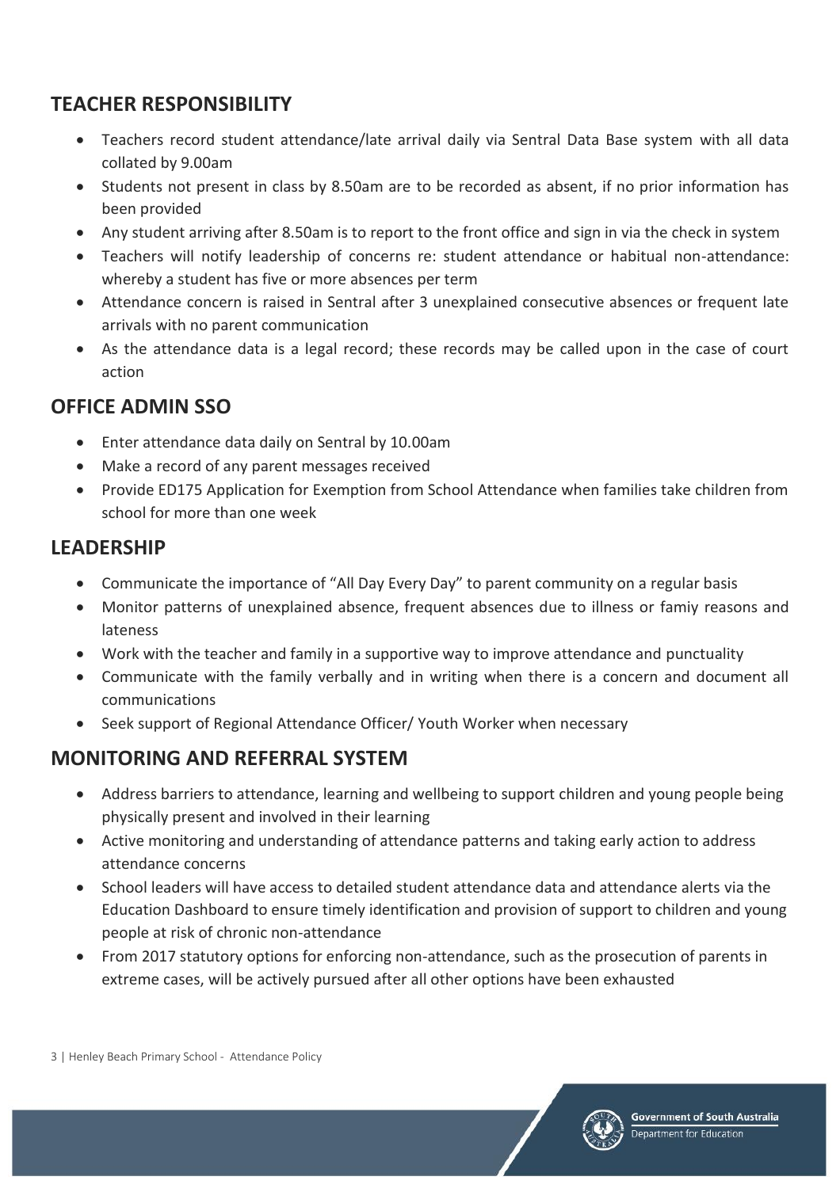## TEACHER RESPONSIBILITY

- Teachers record student attendance/late arrival daily via Sentral Data Base system with all data collated by 9.00am
- Students not present in class by 8.50am are to be recorded as absent, if no prior information has been provided
- Any student arriving after 8.50am is to report to the front office and sign in via the check in system
- Teachers will notify leadership of concerns re: student attendance or habitual non-attendance: whereby a student has five or more absences per term
- Attendance concern is raised in Sentral after 3 unexplained consecutive absences or frequent late arrivals with no parent communication
- As the attendance data is a legal record; these records may be called upon in the case of court action

## OFFICE ADMIN SSO

- Enter attendance data daily on Sentral by 10.00am
- Make a record of any parent messages received
- Provide ED175 Application for Exemption from School Attendance when families take children from school for more than one week

## LEADERSHIP

- Communicate the importance of "All Day Every Day" to parent community on a regular basis
- Monitor patterns of unexplained absence, frequent absences due to illness or famiy reasons and lateness
- Work with the teacher and family in a supportive way to improve attendance and punctuality
- Communicate with the family verbally and in writing when there is a concern and document all communications
- Seek support of Regional Attendance Officer/ Youth Worker when necessary

## MONITORING AND REFERRAL SYSTEM

- Address barriers to attendance, learning and wellbeing to support children and young people being physically present and involved in their learning
- Active monitoring and understanding of attendance patterns and taking early action to address attendance concerns
- School leaders will have access to detailed student attendance data and attendance alerts via the Education Dashboard to ensure timely identification and provision of support to children and young people at risk of chronic non-attendance
- From 2017 statutory options for enforcing non-attendance, such as the prosecution of parents in extreme cases, will be actively pursued after all other options have been exhausted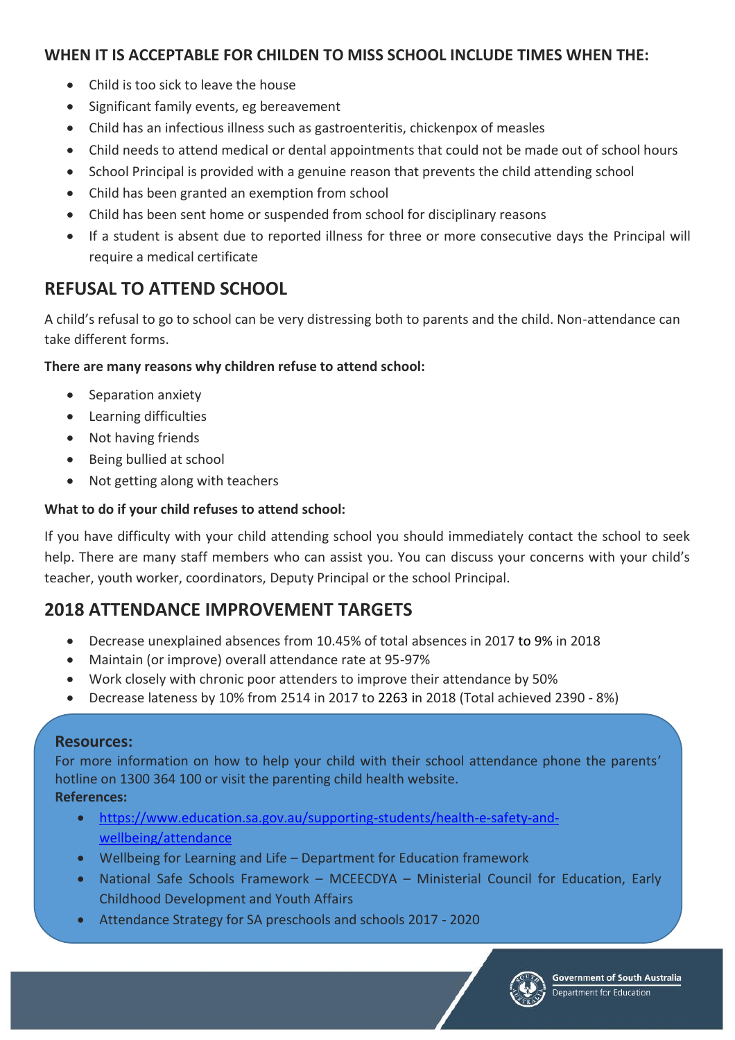## WHEN IT IS ACCEPTABLE FOR CHILDEN TO MISS SCHOOL INCLUDE TIMES WHEN THE:

- Child is too sick to leave the house
- Significant family events, eg bereavement
- Child has an infectious illness such as gastroenteritis, chickenpox of measles
- Child needs to attend medical or dental appointments that could not be made out of school hours
- School Principal is provided with a genuine reason that prevents the child attending school
- Child has been granted an exemption from school
- Child has been sent home or suspended from school for disciplinary reasons
- If a student is absent due to reported illness for three or more consecutive days the Principal will require a medical certificate

## REFUSAL TO ATTEND SCHOOL

A child's refusal to go to school can be very distressing both to parents and the child. Non-attendance can take different forms.

**There are many reasons why children refuse to attend school:**

- Separation anxiety
- Learning difficulties
- Not having friends
- Being bullied at school
- Not getting along with teachers

**What to do if your child refuses to attend school:**

If you have difficulty with your child attending school you should immediately contact the school to seek help. There are many staff members who can assist you. You can discuss your concerns with your child's teacher, youth worker, coordinators, Deputy Principal or the school Principal.

## 2018 ATTENDANCE IMPROVEMENT TARGETS

- Decrease unexplained absences from 10.45% of total absences in 2017 to 9% in 2018
- Maintain (or improve) overall attendance rate at 95-97%
- Work closely with chronic poor attenders to improve their attendance by 50%
- Decrease lateness by 10% from 2514 in 2017 to 2263 in 2018 (Total achieved 2390 - 8%)

### Resources:

For more information on how to help your child with their school attendance phone the parents' hotline on 1300 364 100 or visit the parenting child health website.

**References:**

- https://www.education.sa.gov.au/supporting-students/health-e-safety-and-wellbeing/attendance
- Wellbeing for Learning and Life – Department for Education framework
- National Safe Schools Framework – MCEECDYA – Ministerial Council for Education, Early Childhood Development and Youth Affairs
- Attendance Strategy for SA preschools and schools 2017 - 2020

Government of South Australia
Department for Education